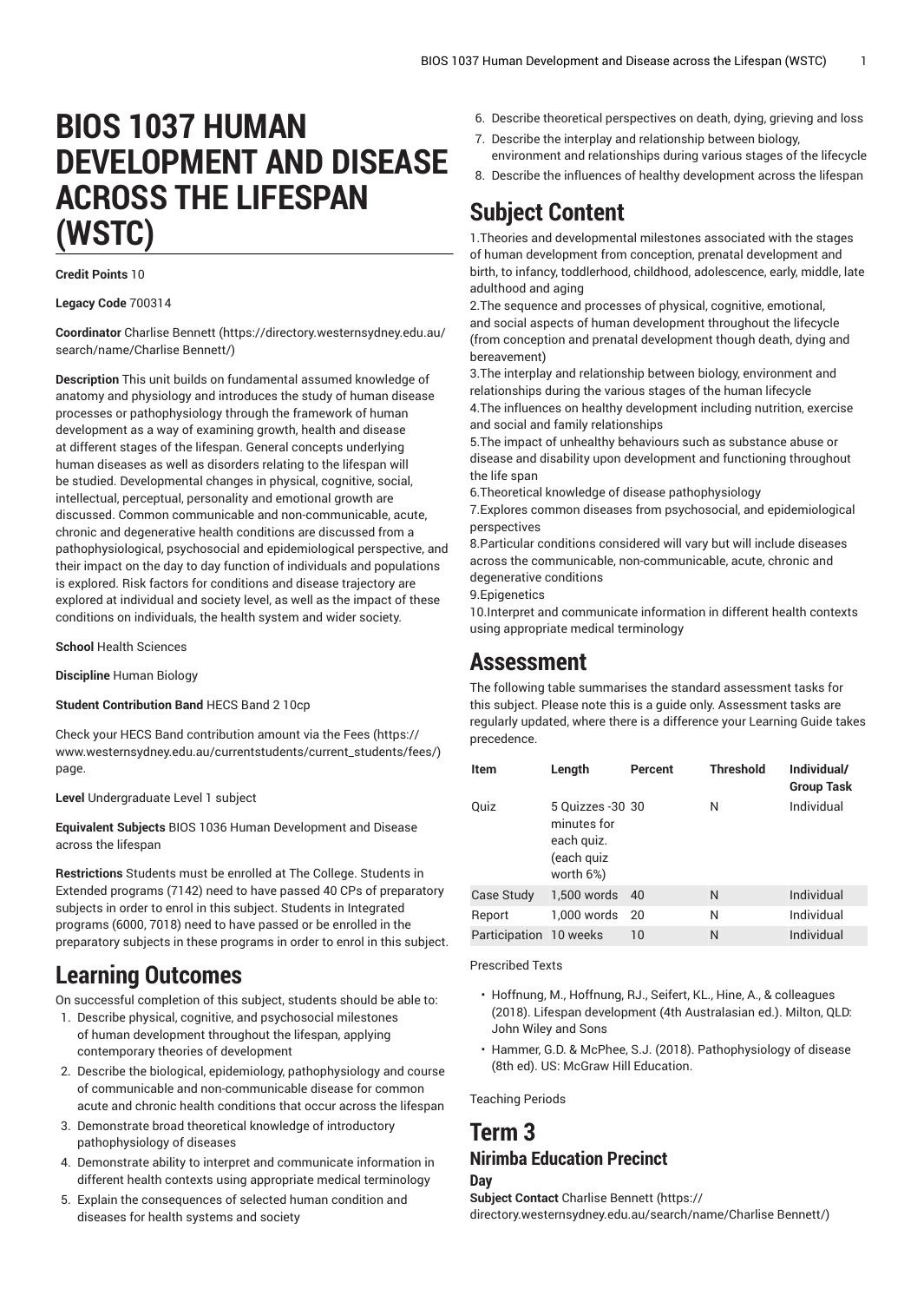# BIOS 1037 HUMAN DEVELOPMENT AND DISEASE ACROSS THE LIFESPAN (WSTC)

**Credit Points** 10

**Legacy Code** 700314

**Coordinator** Charlise Bennett (https://directory.westernsydney.edu.au/search/name/Charlise Bennett/)

**Description** This unit builds on fundamental assumed knowledge of anatomy and physiology and introduces the study of human disease processes or pathophysiology through the framework of human development as a way of examining growth, health and disease at different stages of the lifespan. General concepts underlying human diseases as well as disorders relating to the lifespan will be studied. Developmental changes in physical, cognitive, social, intellectual, perceptual, personality and emotional growth are discussed. Common communicable and non-communicable, acute, chronic and degenerative health conditions are discussed from a pathophysiological, psychosocial and epidemiological perspective, and their impact on the day to day function of individuals and populations is explored. Risk factors for conditions and disease trajectory are explored at individual and society level, as well as the impact of these conditions on individuals, the health system and wider society.

**School** Health Sciences

**Discipline** Human Biology

**Student Contribution Band** HECS Band 2 10cp

Check your HECS Band contribution amount via the Fees (https://www.westernsydney.edu.au/currentstudents/current_students/fees/) page.

**Level** Undergraduate Level 1 subject

**Equivalent Subjects** BIOS 1036 Human Development and Disease across the lifespan

**Restrictions** Students must be enrolled at The College. Students in Extended programs (7142) need to have passed 40 CPs of preparatory subjects in order to enrol in this subject. Students in Integrated programs (6000, 7018) need to have passed or be enrolled in the preparatory subjects in these programs in order to enrol in this subject.

# Learning Outcomes

On successful completion of this subject, students should be able to:

1. Describe physical, cognitive, and psychosocial milestones of human development throughout the lifespan, applying contemporary theories of development
2. Describe the biological, epidemiology, pathophysiology and course of communicable and non-communicable disease for common acute and chronic health conditions that occur across the lifespan
3. Demonstrate broad theoretical knowledge of introductory pathophysiology of diseases
4. Demonstrate ability to interpret and communicate information in different health contexts using appropriate medical terminology
5. Explain the consequences of selected human condition and diseases for health systems and society
6. Describe theoretical perspectives on death, dying, grieving and loss
7. Describe the interplay and relationship between biology, environment and relationships during various stages of the lifecycle
8. Describe the influences of healthy development across the lifespan

# Subject Content

1.Theories and developmental milestones associated with the stages of human development from conception, prenatal development and birth, to infancy, toddlerhood, childhood, adolescence, early, middle, late adulthood and aging
2.The sequence and processes of physical, cognitive, emotional, and social aspects of human development throughout the lifecycle (from conception and prenatal development though death, dying and bereavement)
3.The interplay and relationship between biology, environment and relationships during the various stages of the human lifecycle
4.The influences on healthy development including nutrition, exercise and social and family relationships
5.The impact of unhealthy behaviours such as substance abuse or disease and disability upon development and functioning throughout the life span
6.Theoretical knowledge of disease pathophysiology
7.Explores common diseases from psychosocial, and epidemiological perspectives
8.Particular conditions considered will vary but will include diseases across the communicable, non-communicable, acute, chronic and degenerative conditions
9.Epigenetics
10.Interpret and communicate information in different health contexts using appropriate medical terminology

# Assessment

The following table summarises the standard assessment tasks for this subject. Please note this is a guide only. Assessment tasks are regularly updated, where there is a difference your Learning Guide takes precedence.

| Item | Length | Percent | Threshold | Individual/ Group Task |
|---|---|---|---|---|
| Quiz | 5 Quizzes -30 minutes for each quiz. (each quiz worth 6%) | 30 | N | Individual |
| Case Study | 1,500 words | 40 | N | Individual |
| Report | 1,000 words | 20 | N | Individual |
| Participation | 10 weeks | 10 | N | Individual |

Prescribed Texts

- Hoffnung, M., Hoffnung, RJ., Seifert, KL., Hine, A., & colleagues (2018). Lifespan development (4th Australasian ed.). Milton, QLD: John Wiley and Sons
- Hammer, G.D. & McPhee, S.J. (2018). Pathophysiology of disease (8th ed). US: McGraw Hill Education.

Teaching Periods

# Term 3

## Nirimba Education Precinct

### Day

**Subject Contact** Charlise Bennett (https://directory.westernsydney.edu.au/search/name/Charlise Bennett/)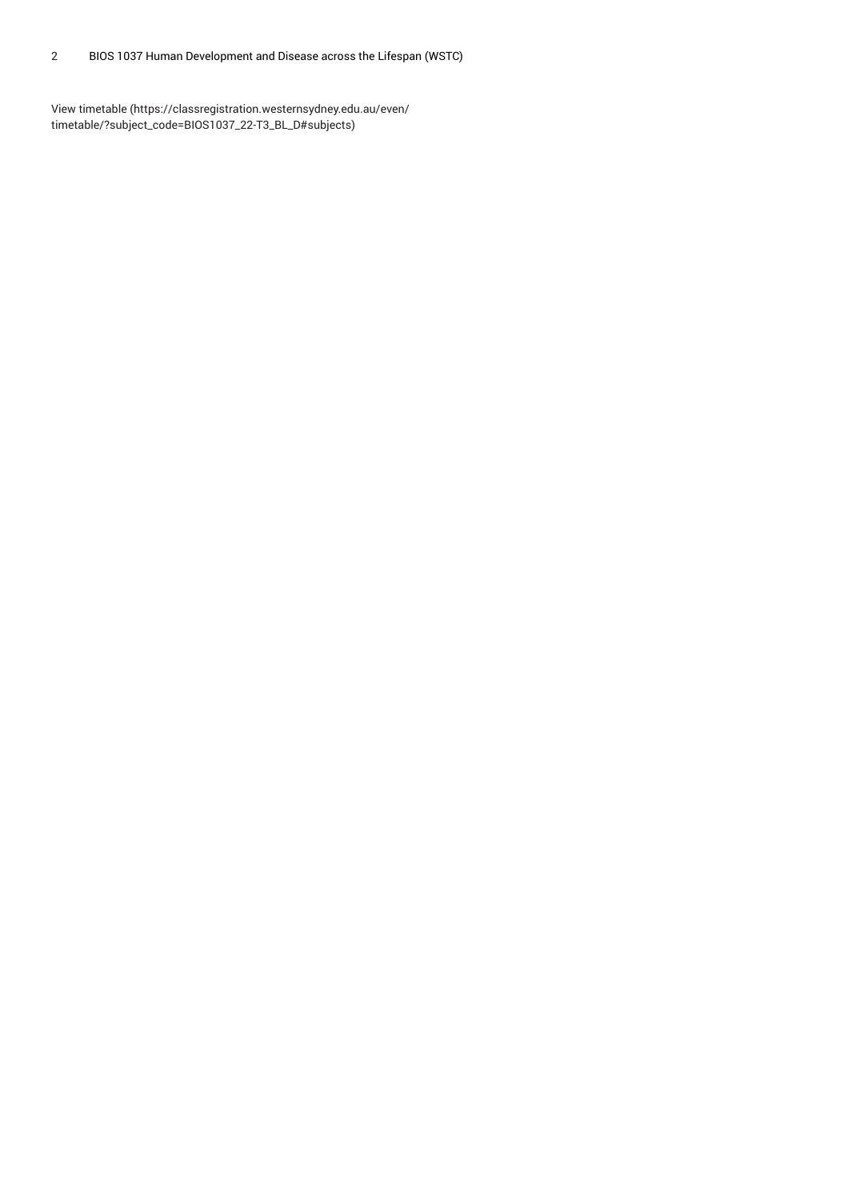View timetable (https://classregistration.westernsydney.edu.au/even/timetable/?subject_code=BIOS1037_22-T3_BL_D#subjects)